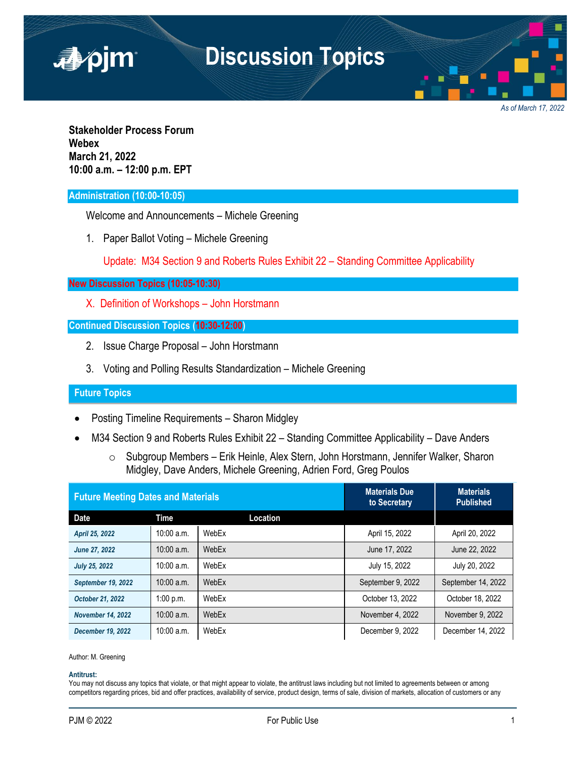# Discussion Topics

*As of March 17, 2022*

**Stakeholder Process Forum**
**Webex**
**March 21, 2022**
**10:00 a.m. – 12:00 p.m. EPT**

## Administration (10:00-10:05)

Welcome and Announcements – Michele Greening

1. Paper Ballot Voting – Michele Greening

   Update: M34 Section 9 and Roberts Rules Exhibit 22 – Standing Committee Applicability

## New Discussion Topics (10:05-10:30)

X. Definition of Workshops – John Horstmann

## Continued Discussion Topics (10:30-12:00)

2. Issue Charge Proposal – John Horstmann
3. Voting and Polling Results Standardization – Michele Greening

## Future Topics

- Posting Timeline Requirements – Sharon Midgley
- M34 Section 9 and Roberts Rules Exhibit 22 – Standing Committee Applicability – Dave Anders
  - Subgroup Members – Erik Heinle, Alex Stern, John Horstmann, Jennifer Walker, Sharon Midgley, Dave Anders, Michele Greening, Adrien Ford, Greg Poulos

| Future Meeting Dates and Materials | | | Materials Due to Secretary | Materials Published |
|---|---|---|---|---|
| **Date** | **Time** | **Location** | | |
| *April 25, 2022* | 10:00 a.m. | WebEx | April 15, 2022 | April 20, 2022 |
| *June 27, 2022* | 10:00 a.m. | WebEx | June 17, 2022 | June 22, 2022 |
| *July 25, 2022* | 10:00 a.m. | WebEx | July 15, 2022 | July 20, 2022 |
| *September 19, 2022* | 10:00 a.m. | WebEx | September 9, 2022 | September 14, 2022 |
| *October 21, 2022* | 1:00 p.m. | WebEx | October 13, 2022 | October 18, 2022 |
| *November 14, 2022* | 10:00 a.m. | WebEx | November 4, 2022 | November 9, 2022 |
| *December 19, 2022* | 10:00 a.m. | WebEx | December 9, 2022 | December 14, 2022 |

Author: M. Greening

**Antitrust:**
You may not discuss any topics that violate, or that might appear to violate, the antitrust laws including but not limited to agreements between or among competitors regarding prices, bid and offer practices, availability of service, product design, terms of sale, division of markets, allocation of customers or any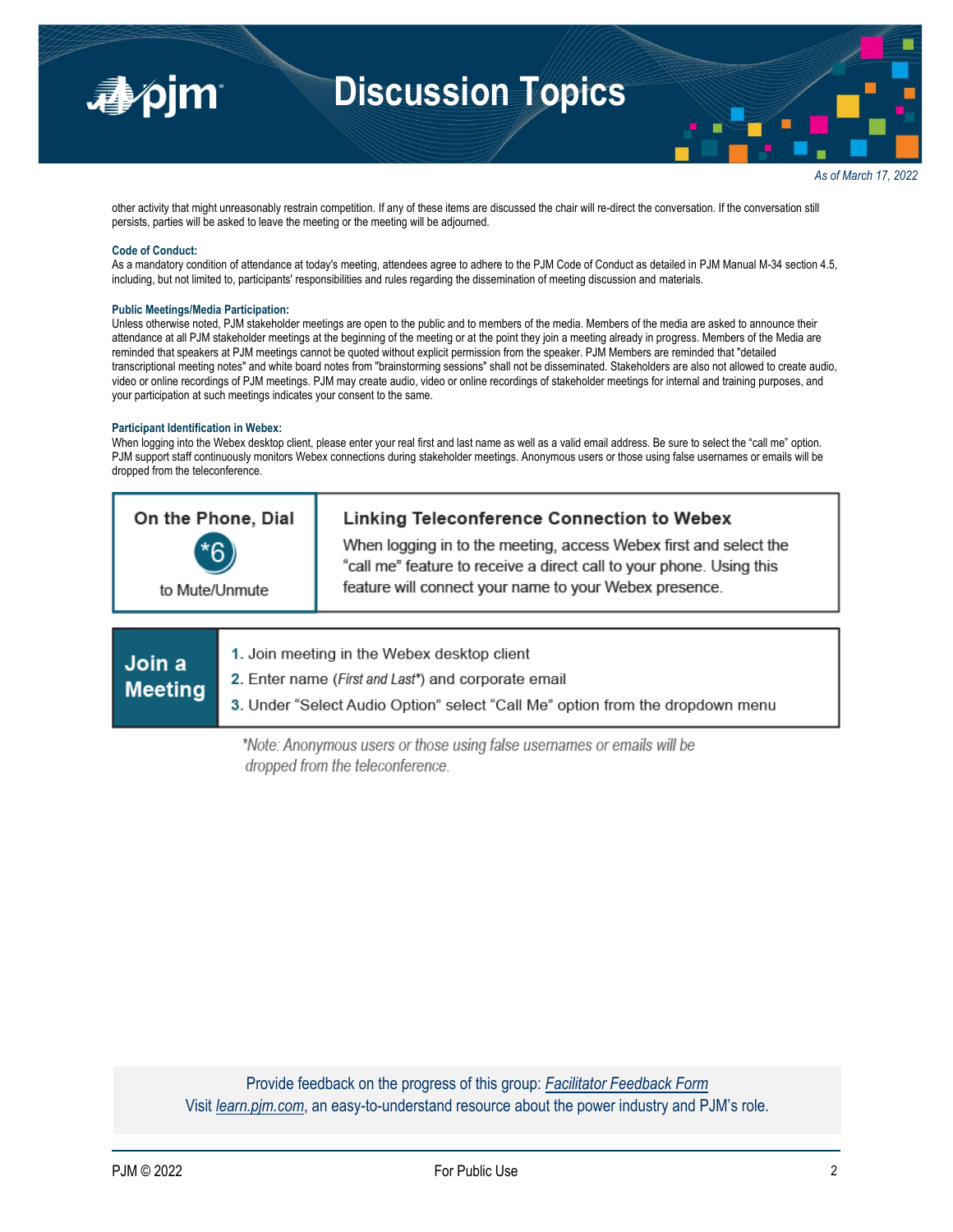other activity that might unreasonably restrain competition. If any of these items are discussed the chair will re-direct the conversation. If the conversation still persists, parties will be asked to leave the meeting or the meeting will be adjourned.

**Code of Conduct:**
As a mandatory condition of attendance at today's meeting, attendees agree to adhere to the PJM Code of Conduct as detailed in PJM Manual M-34 section 4.5, including, but not limited to, participants' responsibilities and rules regarding the dissemination of meeting discussion and materials.

**Public Meetings/Media Participation:**
Unless otherwise noted, PJM stakeholder meetings are open to the public and to members of the media. Members of the media are asked to announce their attendance at all PJM stakeholder meetings at the beginning of the meeting or at the point they join a meeting already in progress. Members of the Media are reminded that speakers at PJM meetings cannot be quoted without explicit permission from the speaker. PJM Members are reminded that "detailed transcriptional meeting notes" and white board notes from "brainstorming sessions" shall not be disseminated. Stakeholders are also not allowed to create audio, video or online recordings of PJM meetings. PJM may create audio, video or online recordings of stakeholder meetings for internal and training purposes, and your participation at such meetings indicates your consent to the same.

**Participant Identification in Webex:**
When logging into the Webex desktop client, please enter your real first and last name as well as a valid email address. Be sure to select the "call me" option. PJM support staff continuously monitors Webex connections during stakeholder meetings. Anonymous users or those using false usernames or emails will be dropped from the teleconference.

| On the Phone, Dial *6 to Mute/Unmute | **Linking Teleconference Connection to Webex** When logging in to the meeting, access Webex first and select the "call me" feature to receive a direct call to your phone. Using this feature will connect your name to your Webex presence. |
|---|---|

| **Join a Meeting** | 1. Join meeting in the Webex desktop client<br>2. Enter name (*First and Last\**) and corporate email<br>3. Under "Select Audio Option" select "Call Me" option from the dropdown menu |
|---|---|

*\*Note: Anonymous users or those using false usernames or emails will be dropped from the teleconference.*

Provide feedback on the progress of this group: *Facilitator Feedback Form*
Visit *learn.pjm.com*, an easy-to-understand resource about the power industry and PJM's role.